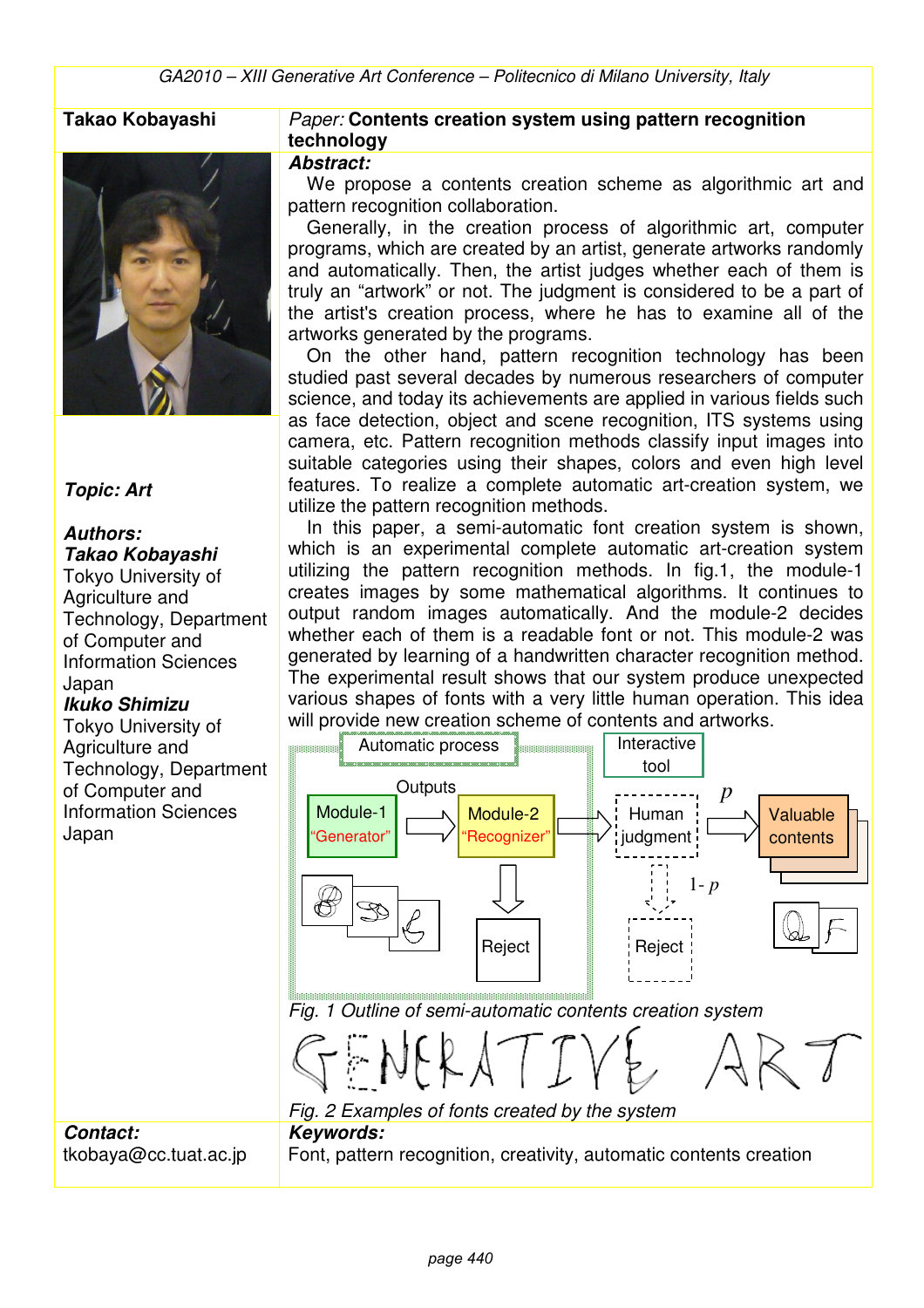**Takao Kobayashi**

*Paper:* **Contents creation system using pattern recognition technology**

***Abstract:***

We propose a contents creation scheme as algorithmic art and pattern recognition collaboration.

Generally, in the creation process of algorithmic art, computer programs, which are created by an artist, generate artworks randomly and automatically. Then, the artist judges whether each of them is truly an "artwork" or not. The judgment is considered to be a part of the artist's creation process, where he has to examine all of the artworks generated by the programs.

On the other hand, pattern recognition technology has been studied past several decades by numerous researchers of computer science, and today its achievements are applied in various fields such as face detection, object and scene recognition, ITS systems using camera, etc. Pattern recognition methods classify input images into suitable categories using their shapes, colors and even high level features. To realize a complete automatic art-creation system, we utilize the pattern recognition methods.

In this paper, a semi-automatic font creation system is shown, which is an experimental complete automatic art-creation system utilizing the pattern recognition methods. In fig.1, the module-1 creates images by some mathematical algorithms. It continues to output random images automatically. And the module-2 decides whether each of them is a readable font or not. This module-2 was generated by learning of a handwritten character recognition method. The experimental result shows that our system produce unexpected various shapes of fonts with a very little human operation. This idea will provide new creation scheme of contents and artworks.

Automatic process | Interactive tool

Module-1 "Generator" → Outputs → Module-2 "Recognizer" → Human judgment → $p$ → Valuable contents

Module-2 → Reject; Human judgment → $1-p$ → Reject

*Fig. 1 Outline of semi-automatic contents creation system*

*Fig. 2 Examples of fonts created by the system*

***Topic: Art***

***Authors:***

***Takao Kobayashi***
Tokyo University of Agriculture and Technology, Department of Computer and Information Sciences
Japan

***Ikuko Shimizu***
Tokyo University of Agriculture and Technology, Department of Computer and Information Sciences
Japan

***Contact:***
tkobaya@cc.tuat.ac.jp

***Keywords:***
Font, pattern recognition, creativity, automatic contents creation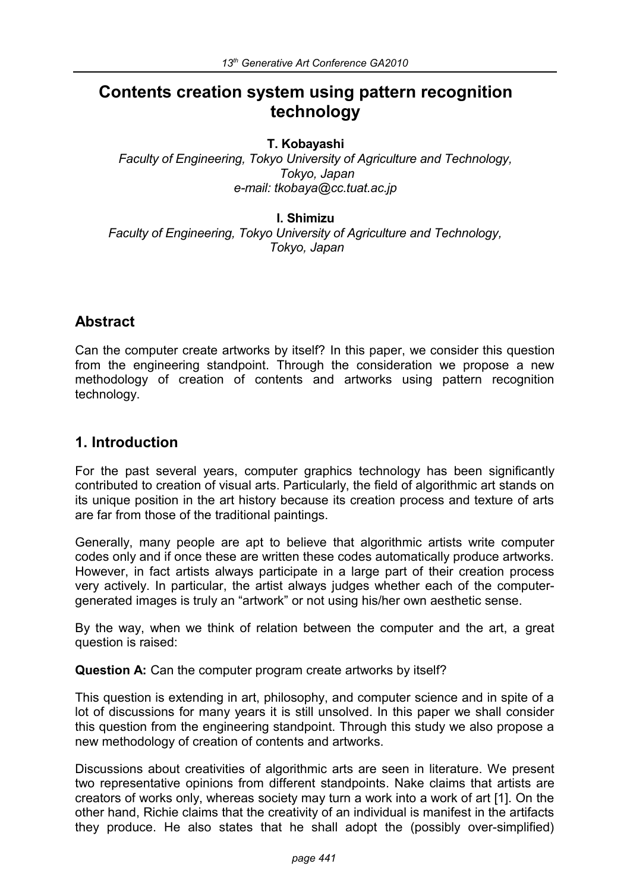# Contents creation system using pattern recognition technology

**T. Kobayashi**

*Faculty of Engineering, Tokyo University of Agriculture and Technology, Tokyo, Japan*
*e-mail: tkobaya@cc.tuat.ac.jp*

**I. Shimizu**

*Faculty of Engineering, Tokyo University of Agriculture and Technology, Tokyo, Japan*

## Abstract

Can the computer create artworks by itself? In this paper, we consider this question from the engineering standpoint. Through the consideration we propose a new methodology of creation of contents and artworks using pattern recognition technology.

## 1. Introduction

For the past several years, computer graphics technology has been significantly contributed to creation of visual arts. Particularly, the field of algorithmic art stands on its unique position in the art history because its creation process and texture of arts are far from those of the traditional paintings.

Generally, many people are apt to believe that algorithmic artists write computer codes only and if once these are written these codes automatically produce artworks. However, in fact artists always participate in a large part of their creation process very actively. In particular, the artist always judges whether each of the computer-generated images is truly an "artwork" or not using his/her own aesthetic sense.

By the way, when we think of relation between the computer and the art, a great question is raised:

**Question A:** Can the computer program create artworks by itself?

This question is extending in art, philosophy, and computer science and in spite of a lot of discussions for many years it is still unsolved. In this paper we shall consider this question from the engineering standpoint. Through this study we also propose a new methodology of creation of contents and artworks.

Discussions about creativities of algorithmic arts are seen in literature. We present two representative opinions from different standpoints. Nake claims that artists are creators of works only, whereas society may turn a work into a work of art [1]. On the other hand, Richie claims that the creativity of an individual is manifest in the artifacts they produce. He also states that he shall adopt the (possibly over-simplified)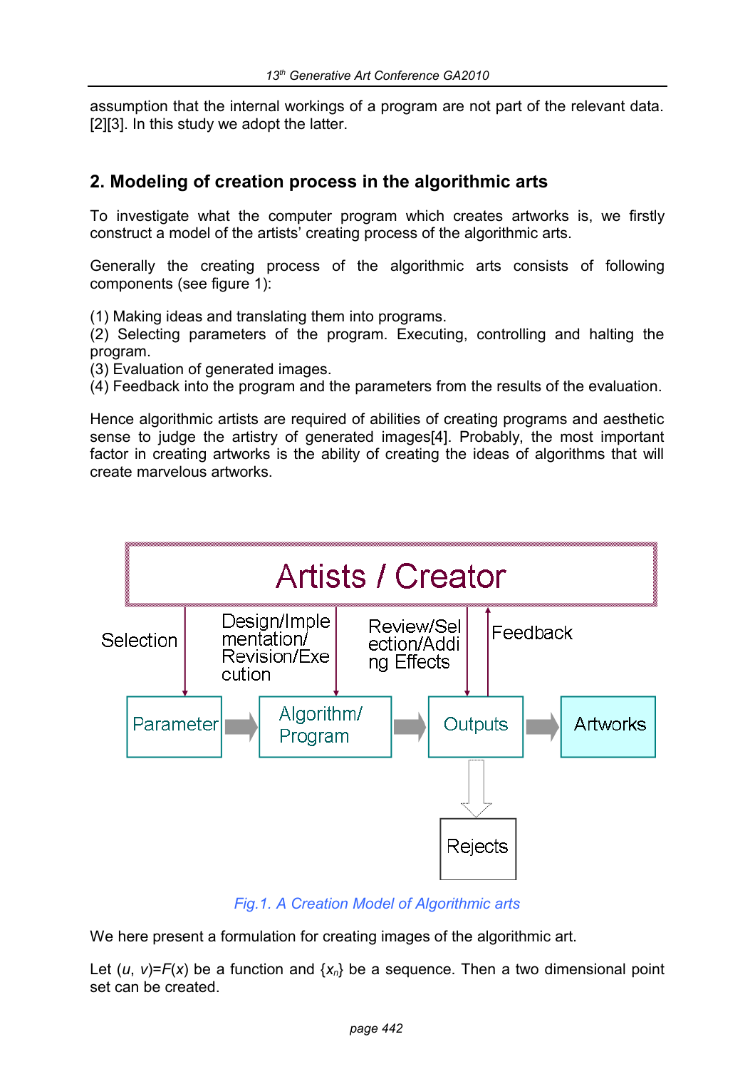assumption that the internal workings of a program are not part of the relevant data. [2][3]. In this study we adopt the latter.

## 2. Modeling of creation process in the algorithmic arts

To investigate what the computer program which creates artworks is, we firstly construct a model of the artists' creating process of the algorithmic arts.

Generally the creating process of the algorithmic arts consists of following components (see figure 1):

(1) Making ideas and translating them into programs.
(2) Selecting parameters of the program. Executing, controlling and halting the program.
(3) Evaluation of generated images.
(4) Feedback into the program and the parameters from the results of the evaluation.

Hence algorithmic artists are required of abilities of creating programs and aesthetic sense to judge the artistry of generated images[4]. Probably, the most important factor in creating artworks is the ability of creating the ideas of algorithms that will create marvelous artworks.

Artists / Creator

Selection | Design/Implementation/Revision/Execution | Review/Selection/Adding Effects | Feedback

Parameter → Algorithm/Program → Outputs → Artworks

Rejects

*Fig.1. A Creation Model of Algorithmic arts*

We here present a formulation for creating images of the algorithmic art.

Let $(u, v)=F(x)$ be a function and $\{x_n\}$ be a sequence. Then a two dimensional point set can be created.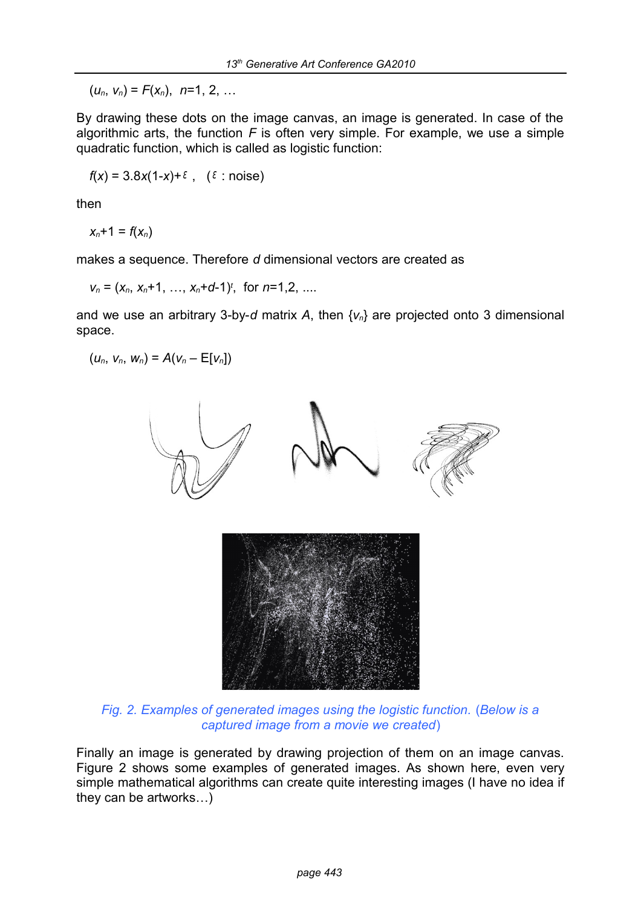$(u_n, v_n) = F(x_n)$, $n$=1, 2, …

By drawing these dots on the image canvas, an image is generated. In case of the algorithmic arts, the function $F$ is often very simple. For example, we use a simple quadratic function, which is called as logistic function:

$$f(x) = 3.8x(1-x)+\varepsilon, \quad (\varepsilon : \text{noise})$$

then

$$x_n+1 = f(x_n)$$

makes a sequence. Therefore $d$ dimensional vectors are created as

$$v_n = (x_n, x_n+1, \ldots, x_n+d-1)^t, \quad \text{for } n=1,2, \ldots.$$

and we use an arbitrary 3-by-$d$ matrix $A$, then $\{v_n\}$ are projected onto 3 dimensional space.

$$(u_n, v_n, w_n) = A(v_n - \mathrm{E}[v_n])$$

*Fig. 2. Examples of generated images using the logistic function. (Below is a captured image from a movie we created)*

Finally an image is generated by drawing projection of them on an image canvas. Figure 2 shows some examples of generated images. As shown here, even very simple mathematical algorithms can create quite interesting images (I have no idea if they can be artworks…)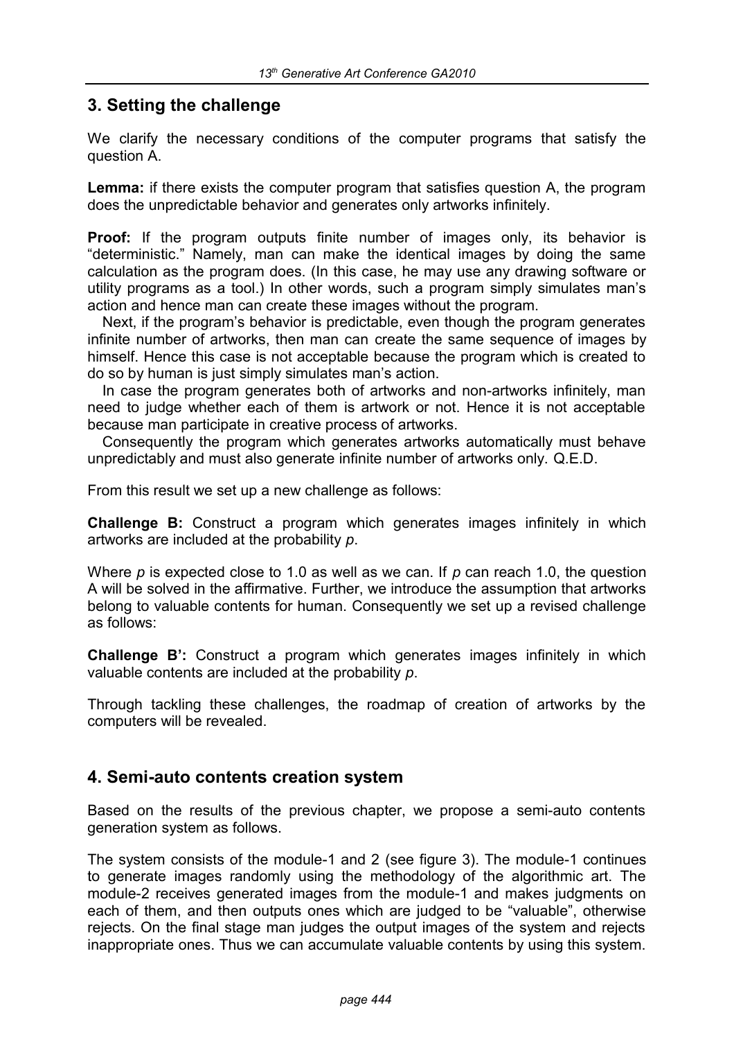## 3. Setting the challenge

We clarify the necessary conditions of the computer programs that satisfy the question A.

**Lemma:** if there exists the computer program that satisfies question A, the program does the unpredictable behavior and generates only artworks infinitely.

**Proof:** If the program outputs finite number of images only, its behavior is "deterministic." Namely, man can make the identical images by doing the same calculation as the program does. (In this case, he may use any drawing software or utility programs as a tool.) In other words, such a program simply simulates man's action and hence man can create these images without the program.

Next, if the program's behavior is predictable, even though the program generates infinite number of artworks, then man can create the same sequence of images by himself. Hence this case is not acceptable because the program which is created to do so by human is just simply simulates man's action.

In case the program generates both of artworks and non-artworks infinitely, man need to judge whether each of them is artwork or not. Hence it is not acceptable because man participate in creative process of artworks.

Consequently the program which generates artworks automatically must behave unpredictably and must also generate infinite number of artworks only. Q.E.D.

From this result we set up a new challenge as follows:

**Challenge B:** Construct a program which generates images infinitely in which artworks are included at the probability $p$.

Where $p$ is expected close to 1.0 as well as we can. If $p$ can reach 1.0, the question A will be solved in the affirmative. Further, we introduce the assumption that artworks belong to valuable contents for human. Consequently we set up a revised challenge as follows:

**Challenge B':** Construct a program which generates images infinitely in which valuable contents are included at the probability $p$.

Through tackling these challenges, the roadmap of creation of artworks by the computers will be revealed.

## 4. Semi-auto contents creation system

Based on the results of the previous chapter, we propose a semi-auto contents generation system as follows.

The system consists of the module-1 and 2 (see figure 3). The module-1 continues to generate images randomly using the methodology of the algorithmic art. The module-2 receives generated images from the module-1 and makes judgments on each of them, and then outputs ones which are judged to be "valuable", otherwise rejects. On the final stage man judges the output images of the system and rejects inappropriate ones. Thus we can accumulate valuable contents by using this system.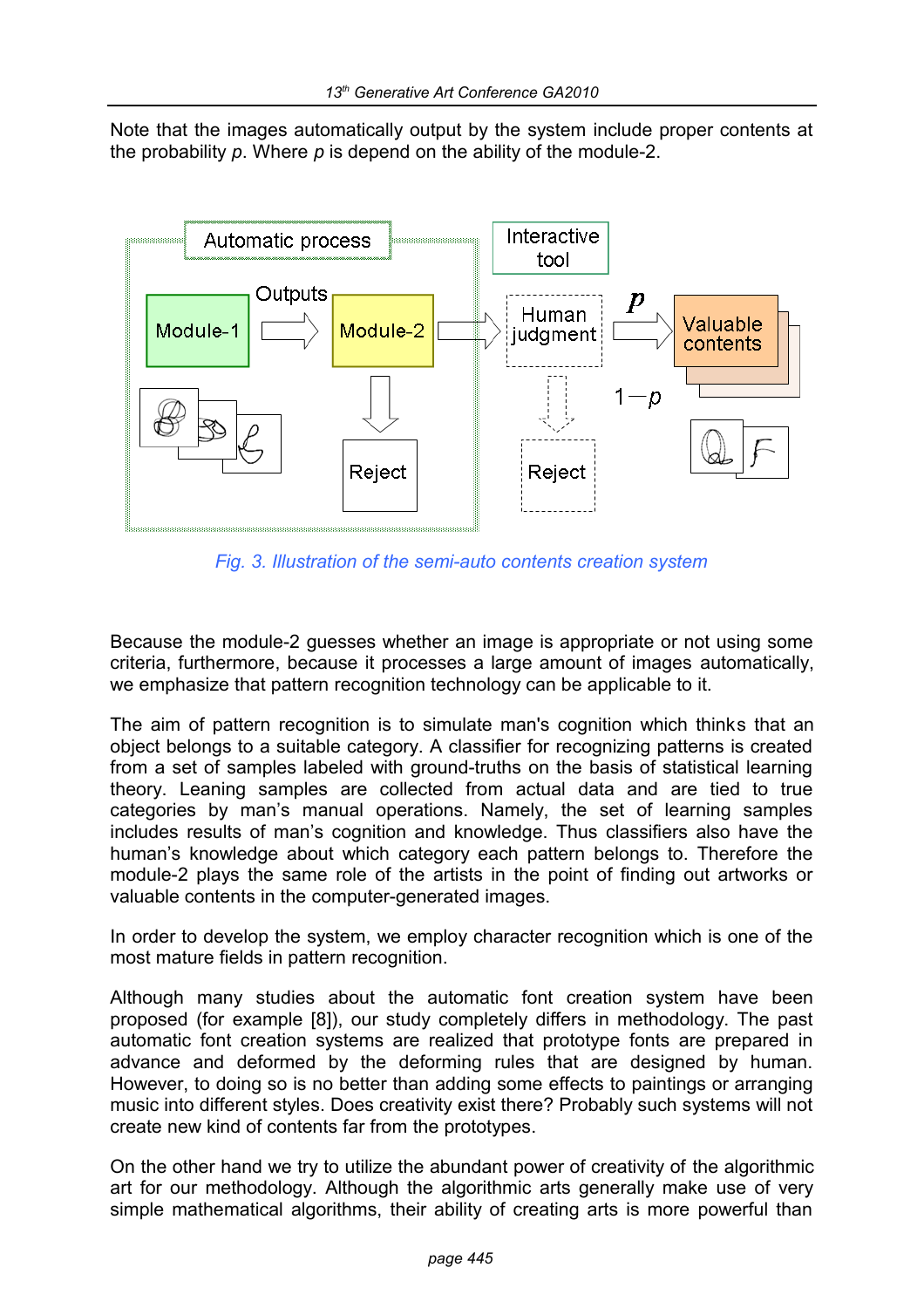Note that the images automatically output by the system include proper contents at the probability $p$. Where $p$ is depend on the ability of the module-2.

*Fig. 3. Illustration of the semi-auto contents creation system*

Because the module-2 guesses whether an image is appropriate or not using some criteria, furthermore, because it processes a large amount of images automatically, we emphasize that pattern recognition technology can be applicable to it.

The aim of pattern recognition is to simulate man's cognition which thinks that an object belongs to a suitable category. A classifier for recognizing patterns is created from a set of samples labeled with ground-truths on the basis of statistical learning theory. Leaning samples are collected from actual data and are tied to true categories by man's manual operations. Namely, the set of learning samples includes results of man's cognition and knowledge. Thus classifiers also have the human's knowledge about which category each pattern belongs to. Therefore the module-2 plays the same role of the artists in the point of finding out artworks or valuable contents in the computer-generated images.

In order to develop the system, we employ character recognition which is one of the most mature fields in pattern recognition.

Although many studies about the automatic font creation system have been proposed (for example [8]), our study completely differs in methodology. The past automatic font creation systems are realized that prototype fonts are prepared in advance and deformed by the deforming rules that are designed by human. However, to doing so is no better than adding some effects to paintings or arranging music into different styles. Does creativity exist there? Probably such systems will not create new kind of contents far from the prototypes.

On the other hand we try to utilize the abundant power of creativity of the algorithmic art for our methodology. Although the algorithmic arts generally make use of very simple mathematical algorithms, their ability of creating arts is more powerful than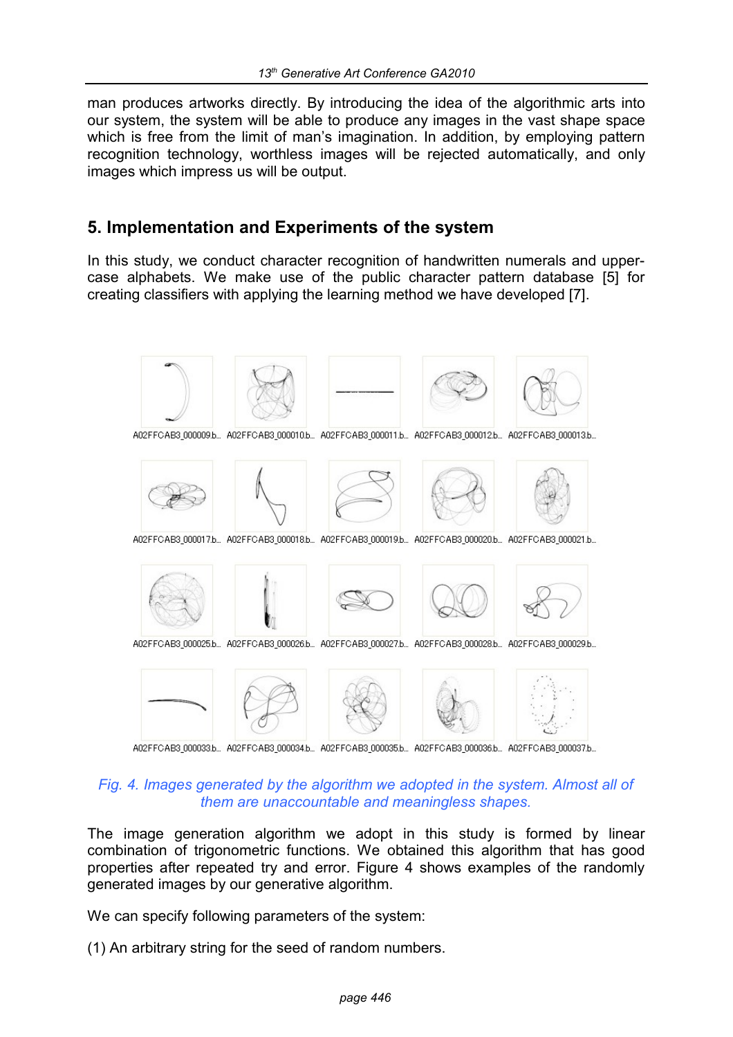man produces artworks directly. By introducing the idea of the algorithmic arts into our system, the system will be able to produce any images in the vast shape space which is free from the limit of man's imagination. In addition, by employing pattern recognition technology, worthless images will be rejected automatically, and only images which impress us will be output.

## 5. Implementation and Experiments of the system

In this study, we conduct character recognition of handwritten numerals and upper-case alphabets. We make use of the public character pattern database [5] for creating classifiers with applying the learning method we have developed [7].

A02FFCAB3_000009.b... A02FFCAB3_000010.b... A02FFCAB3_000011.b... A02FFCAB3_000012.b... A02FFCAB3_000013.b...

A02FFCAB3_000017.b... A02FFCAB3_000018.b... A02FFCAB3_000019.b... A02FFCAB3_000020.b... A02FFCAB3_000021.b...

A02FFCAB3_000025.b... A02FFCAB3_000026.b... A02FFCAB3_000027.b... A02FFCAB3_000028.b... A02FFCAB3_000029.b...

A02FFCAB3_000033.b... A02FFCAB3_000034.b... A02FFCAB3_000035.b... A02FFCAB3_000036.b... A02FFCAB3_000037.b...

*Fig. 4. Images generated by the algorithm we adopted in the system. Almost all of them are unaccountable and meaningless shapes.*

The image generation algorithm we adopt in this study is formed by linear combination of trigonometric functions. We obtained this algorithm that has good properties after repeated try and error. Figure 4 shows examples of the randomly generated images by our generative algorithm.

We can specify following parameters of the system:

(1) An arbitrary string for the seed of random numbers.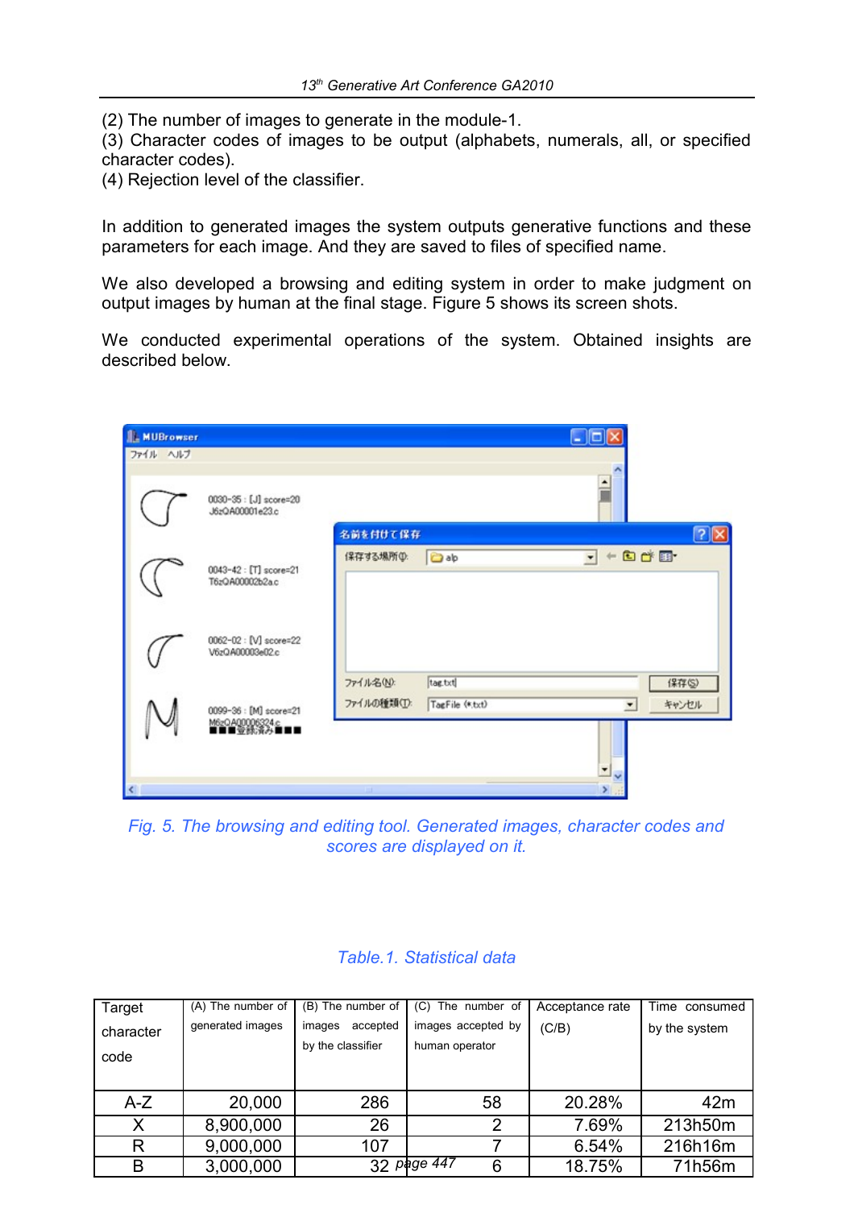(2) The number of images to generate in the module-1.
(3) Character codes of images to be output (alphabets, numerals, all, or specified character codes).
(4) Rejection level of the classifier.

In addition to generated images the system outputs generative functions and these parameters for each image. And they are saved to files of specified name.

We also developed a browsing and editing system in order to make judgment on output images by human at the final stage. Figure 5 shows its screen shots.

We conducted experimental operations of the system. Obtained insights are described below.

*Fig. 5. The browsing and editing tool. Generated images, character codes and scores are displayed on it.*

*Table.1. Statistical data*

| Target character code | (A) The number of generated images | (B) The number of images accepted by the classifier | (C) The number of images accepted by human operator | Acceptance rate (C/B) | Time consumed by the system |
|---|---|---|---|---|---|
| A-Z | 20,000 | 286 | 58 | 20.28% | 42m |
| X | 8,900,000 | 26 | 2 | 7.69% | 213h50m |
| R | 9,000,000 | 107 | 7 | 6.54% | 216h16m |
| B | 3,000,000 | 32 | 6 | 18.75% | 71h56m |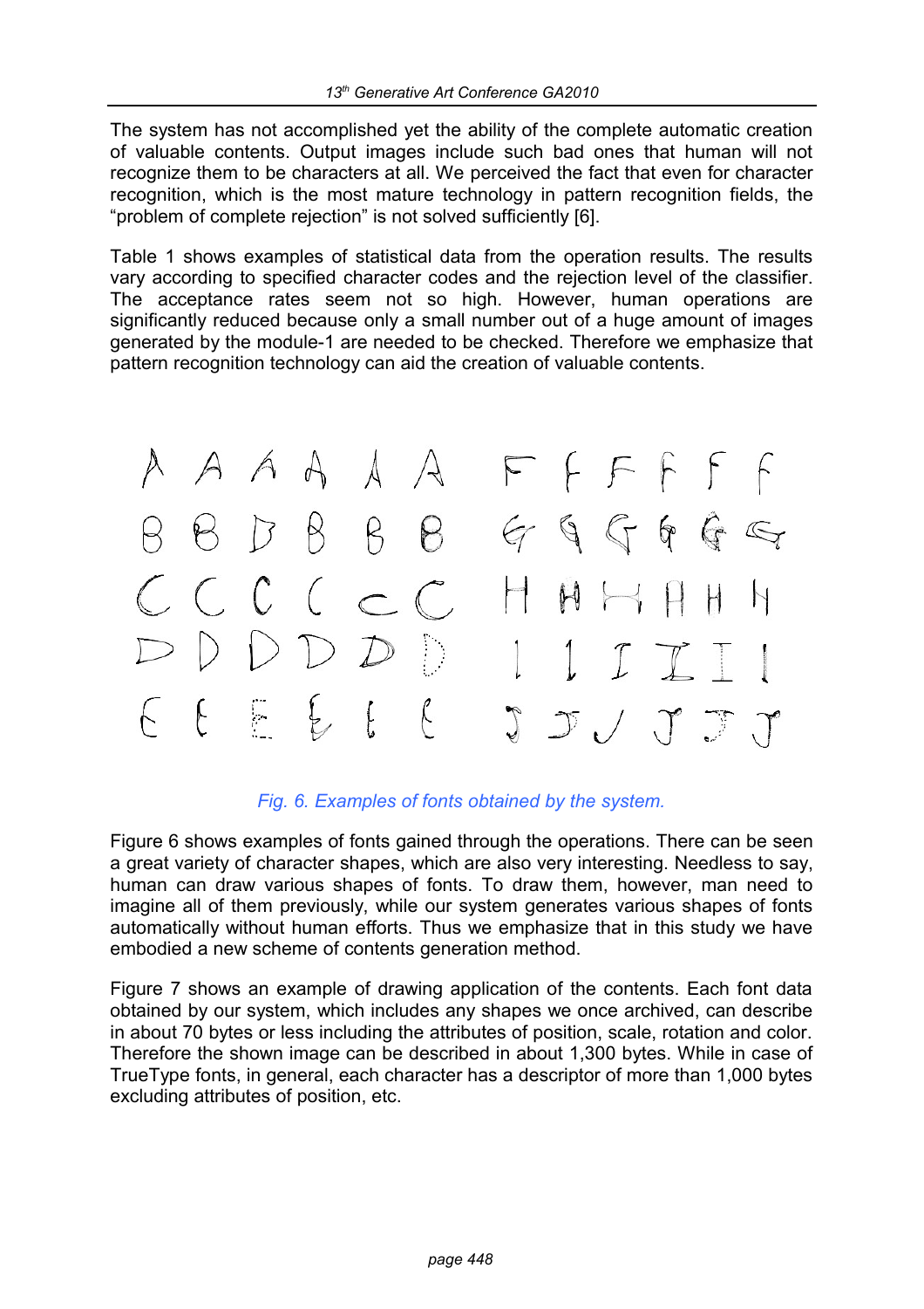The system has not accomplished yet the ability of the complete automatic creation of valuable contents. Output images include such bad ones that human will not recognize them to be characters at all. We perceived the fact that even for character recognition, which is the most mature technology in pattern recognition fields, the "problem of complete rejection" is not solved sufficiently [6].

Table 1 shows examples of statistical data from the operation results. The results vary according to specified character codes and the rejection level of the classifier. The acceptance rates seem not so high. However, human operations are significantly reduced because only a small number out of a huge amount of images generated by the module-1 are needed to be checked. Therefore we emphasize that pattern recognition technology can aid the creation of valuable contents.

*Fig. 6. Examples of fonts obtained by the system.*

Figure 6 shows examples of fonts gained through the operations. There can be seen a great variety of character shapes, which are also very interesting. Needless to say, human can draw various shapes of fonts. To draw them, however, man need to imagine all of them previously, while our system generates various shapes of fonts automatically without human efforts. Thus we emphasize that in this study we have embodied a new scheme of contents generation method.

Figure 7 shows an example of drawing application of the contents. Each font data obtained by our system, which includes any shapes we once archived, can describe in about 70 bytes or less including the attributes of position, scale, rotation and color. Therefore the shown image can be described in about 1,300 bytes. While in case of TrueType fonts, in general, each character has a descriptor of more than 1,000 bytes excluding attributes of position, etc.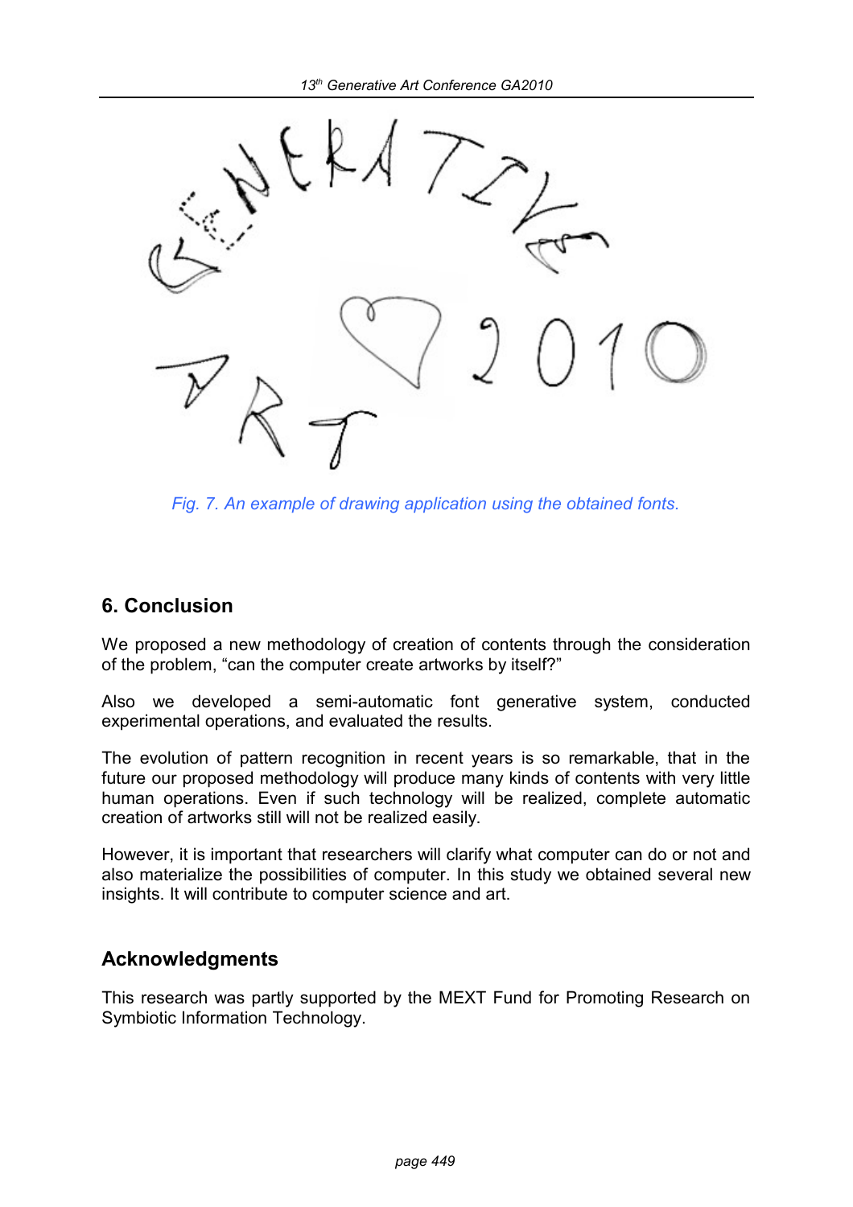*Fig. 7. An example of drawing application using the obtained fonts.*

## 6. Conclusion

We proposed a new methodology of creation of contents through the consideration of the problem, "can the computer create artworks by itself?"

Also we developed a semi-automatic font generative system, conducted experimental operations, and evaluated the results.

The evolution of pattern recognition in recent years is so remarkable, that in the future our proposed methodology will produce many kinds of contents with very little human operations. Even if such technology will be realized, complete automatic creation of artworks still will not be realized easily.

However, it is important that researchers will clarify what computer can do or not and also materialize the possibilities of computer. In this study we obtained several new insights. It will contribute to computer science and art.

## Acknowledgments

This research was partly supported by the MEXT Fund for Promoting Research on Symbiotic Information Technology.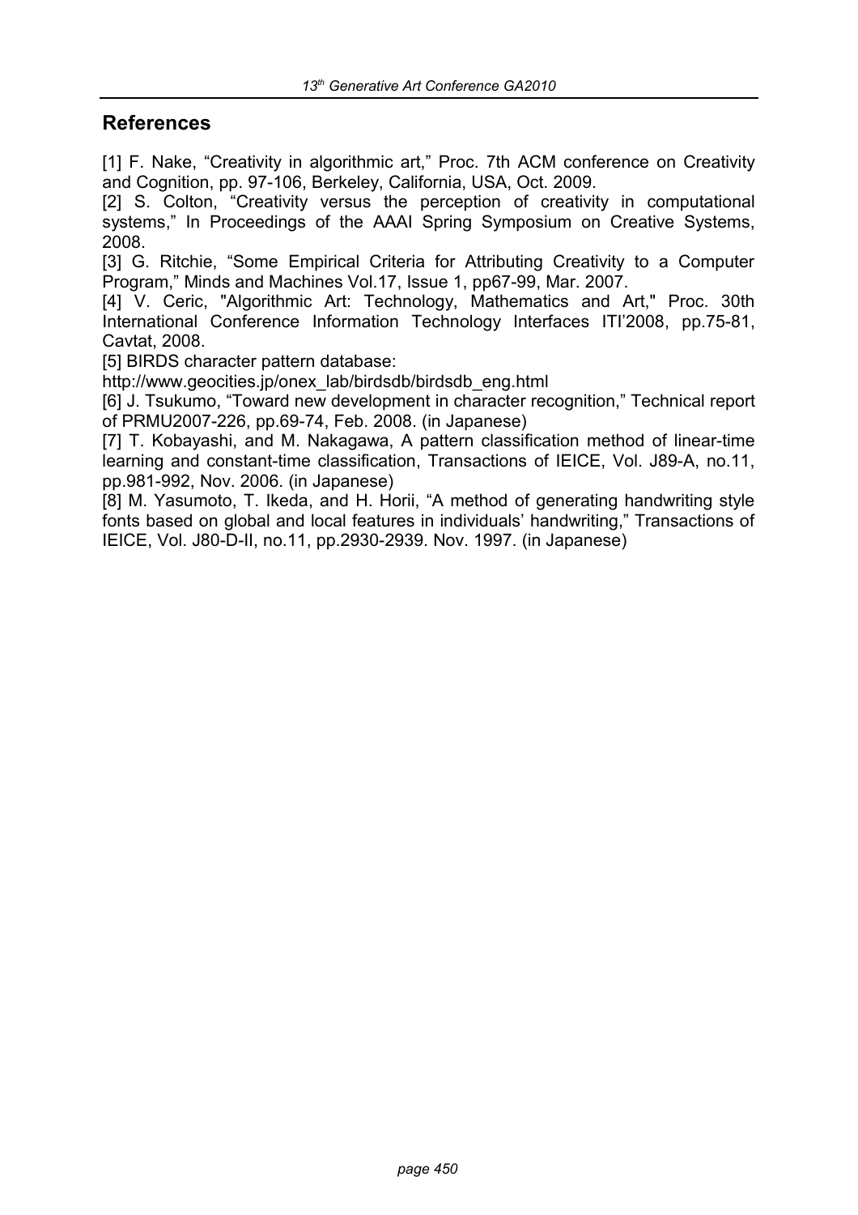## References

[1] F. Nake, "Creativity in algorithmic art," Proc. 7th ACM conference on Creativity and Cognition, pp. 97-106, Berkeley, California, USA, Oct. 2009.

[2] S. Colton, "Creativity versus the perception of creativity in computational systems," In Proceedings of the AAAI Spring Symposium on Creative Systems, 2008.

[3] G. Ritchie, "Some Empirical Criteria for Attributing Creativity to a Computer Program," Minds and Machines Vol.17, Issue 1, pp67-99, Mar. 2007.

[4] V. Ceric, "Algorithmic Art: Technology, Mathematics and Art," Proc. 30th International Conference Information Technology Interfaces ITI'2008, pp.75-81, Cavtat, 2008.

[5] BIRDS character pattern database:
http://www.geocities.jp/onex_lab/birdsdb/birdsdb_eng.html

[6] J. Tsukumo, "Toward new development in character recognition," Technical report of PRMU2007-226, pp.69-74, Feb. 2008. (in Japanese)

[7] T. Kobayashi, and M. Nakagawa, A pattern classification method of linear-time learning and constant-time classification, Transactions of IEICE, Vol. J89-A, no.11, pp.981-992, Nov. 2006. (in Japanese)

[8] M. Yasumoto, T. Ikeda, and H. Horii, "A method of generating handwriting style fonts based on global and local features in individuals' handwriting," Transactions of IEICE, Vol. J80-D-II, no.11, pp.2930-2939. Nov. 1997. (in Japanese)